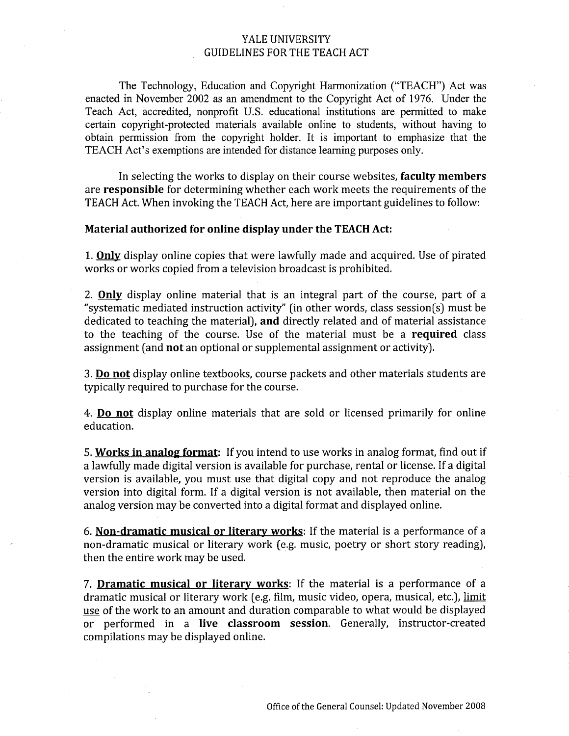# YALE UNIVERSITY
## GUIDELINES FOR THE TEACH ACT

The Technology, Education and Copyright Harmonization ("TEACH") Act was enacted in November 2002 as an amendment to the Copyright Act of 1976. Under the Teach Act, accredited, nonprofit U.S. educational institutions are permitted to make certain copyright-protected materials available online to students, without having to obtain permission from the copyright holder. It is important to emphasize that the TEACH Act's exemptions are intended for distance learning purposes only.

In selecting the works to display on their course websites, **faculty members** are **responsible** for determining whether each work meets the requirements of the TEACH Act. When invoking the TEACH Act, here are important guidelines to follow:

**Material authorized for online display under the TEACH Act:**

1. **<u>Only</u>** display online copies that were lawfully made and acquired. Use of pirated works or works copied from a television broadcast is prohibited.

2. **<u>Only</u>** display online material that is an integral part of the course, part of a "systematic mediated instruction activity" (in other words, class session(s) must be dedicated to teaching the material), **and** directly related and of material assistance to the teaching of the course. Use of the material must be a **required** class assignment (and **not** an optional or supplemental assignment or activity).

3. **<u>Do not</u>** display online textbooks, course packets and other materials students are typically required to purchase for the course.

4. **<u>Do not</u>** display online materials that are sold or licensed primarily for online education.

5. **<u>Works in analog format</u>**: If you intend to use works in analog format, find out if a lawfully made digital version is available for purchase, rental or license. If a digital version is available, you must use that digital copy and not reproduce the analog version into digital form. If a digital version is not available, then material on the analog version may be converted into a digital format and displayed online.

6. **<u>Non-dramatic musical or literary works</u>**: If the material is a performance of a non-dramatic musical or literary work (e.g. music, poetry or short story reading), then the entire work may be used.

7. **<u>Dramatic musical or literary works</u>**: If the material is a performance of a dramatic musical or literary work (e.g. film, music video, opera, musical, etc.), <u>limit use</u> of the work to an amount and duration comparable to what would be displayed or performed in a **live classroom session**. Generally, instructor-created compilations may be displayed online.

Office of the General Counsel: Updated November 2008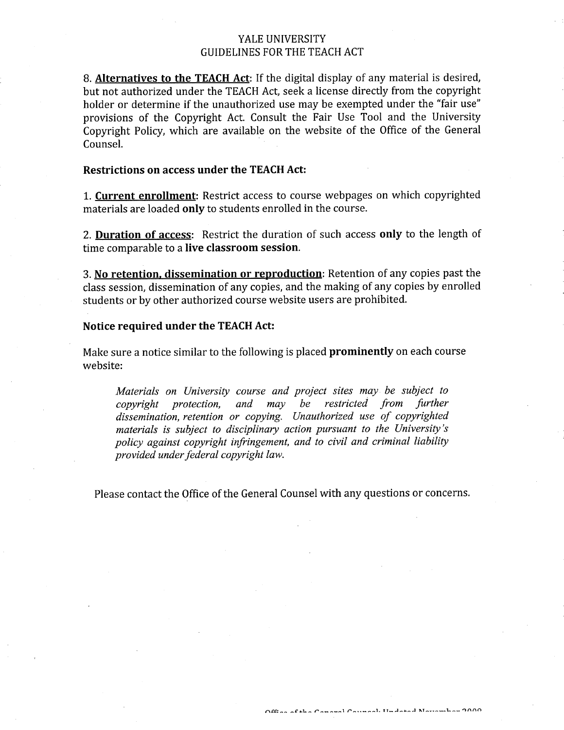8. **Alternatives to the TEACH Act**: If the digital display of any material is desired, but not authorized under the TEACH Act, seek a license directly from the copyright holder or determine if the unauthorized use may be exempted under the "fair use" provisions of the Copyright Act. Consult the Fair Use Tool and the University Copyright Policy, which are available on the website of the Office of the General Counsel.

**Restrictions on access under the TEACH Act:**

1. **Current enrollment**: Restrict access to course webpages on which copyrighted materials are loaded **only** to students enrolled in the course.

2. **Duration of access**: Restrict the duration of such access **only** to the length of time comparable to a **live classroom session**.

3. **No retention, dissemination or reproduction**: Retention of any copies past the class session, dissemination of any copies, and the making of any copies by enrolled students or by other authorized course website users are prohibited.

**Notice required under the TEACH Act:**

Make sure a notice similar to the following is placed **prominently** on each course website:

> *Materials on University course and project sites may be subject to copyright protection, and may be restricted from further dissemination, retention or copying. Unauthorized use of copyrighted materials is subject to disciplinary action pursuant to the University's policy against copyright infringement, and to civil and criminal liability provided under federal copyright law.*

Please contact the Office of the General Counsel with any questions or concerns.